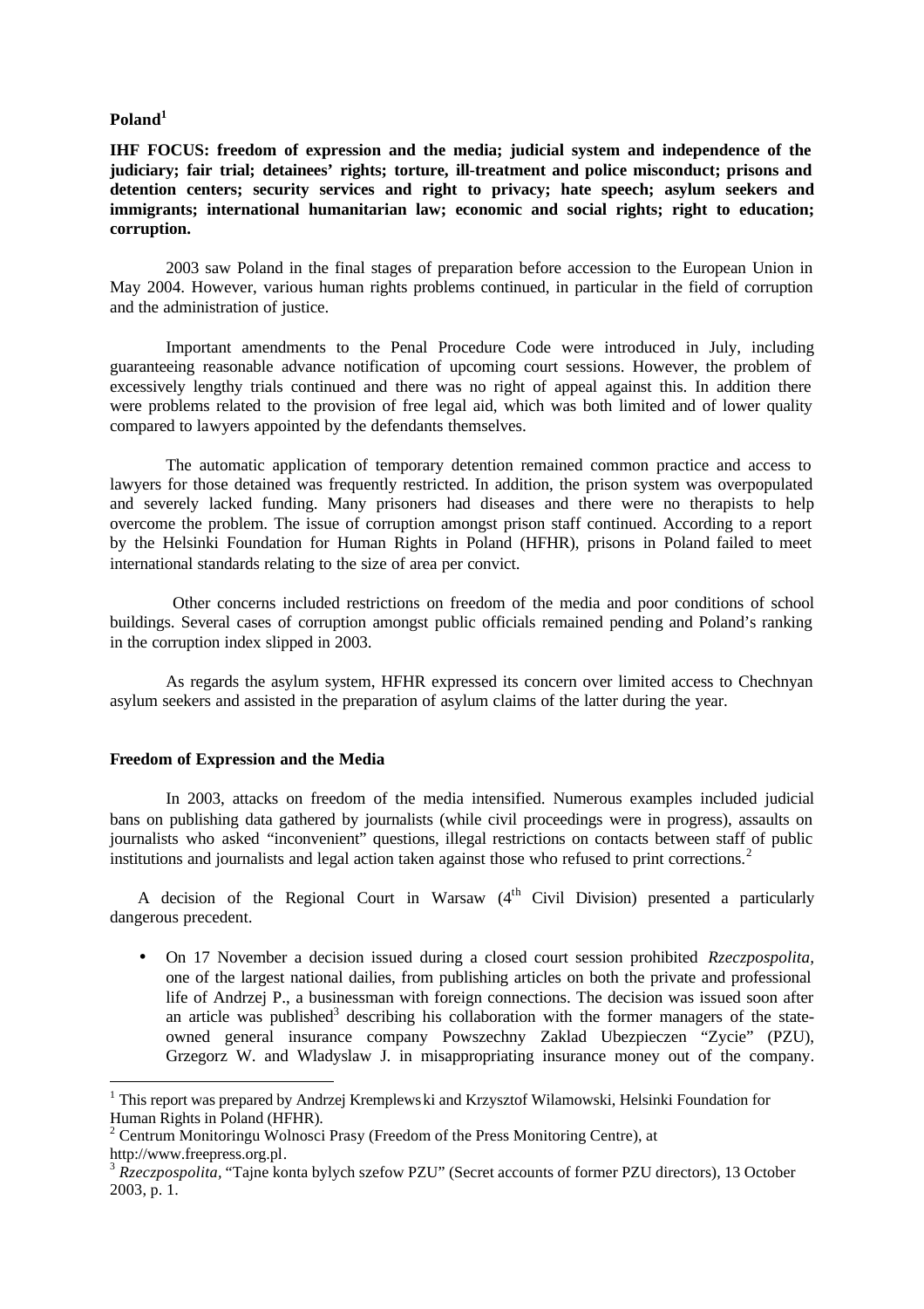# Poland[1]

**IHF FOCUS: freedom of expression and the media; judicial system and independence of the judiciary; fair trial; detainees' rights; torture, ill-treatment and police misconduct; prisons and detention centers; security services and right to privacy; hate speech; asylum seekers and immigrants; international humanitarian law; economic and social rights; right to education; corruption.**

2003 saw Poland in the final stages of preparation before accession to the European Union in May 2004. However, various human rights problems continued, in particular in the field of corruption and the administration of justice.

Important amendments to the Penal Procedure Code were introduced in July, including guaranteeing reasonable advance notification of upcoming court sessions. However, the problem of excessively lengthy trials continued and there was no right of appeal against this. In addition there were problems related to the provision of free legal aid, which was both limited and of lower quality compared to lawyers appointed by the defendants themselves.

The automatic application of temporary detention remained common practice and access to lawyers for those detained was frequently restricted. In addition, the prison system was overpopulated and severely lacked funding. Many prisoners had diseases and there were no therapists to help overcome the problem. The issue of corruption amongst prison staff continued. According to a report by the Helsinki Foundation for Human Rights in Poland (HFHR), prisons in Poland failed to meet international standards relating to the size of area per convict.

Other concerns included restrictions on freedom of the media and poor conditions of school buildings. Several cases of corruption amongst public officials remained pending and Poland's ranking in the corruption index slipped in 2003.

As regards the asylum system, HFHR expressed its concern over limited access to Chechnyan asylum seekers and assisted in the preparation of asylum claims of the latter during the year.

## Freedom of Expression and the Media

In 2003, attacks on freedom of the media intensified. Numerous examples included judicial bans on publishing data gathered by journalists (while civil proceedings were in progress), assaults on journalists who asked "inconvenient" questions, illegal restrictions on contacts between staff of public institutions and journalists and legal action taken against those who refused to print corrections.[2]

A decision of the Regional Court in Warsaw (4th Civil Division) presented a particularly dangerous precedent.

- On 17 November a decision issued during a closed court session prohibited *Rzeczpospolita*, one of the largest national dailies, from publishing articles on both the private and professional life of Andrzej P., a businessman with foreign connections. The decision was issued soon after an article was published[3] describing his collaboration with the former managers of the state-owned general insurance company Powszechny Zaklad Ubezpieczen "Zycie" (PZU), Grzegorz W. and Wladyslaw J. in misappropriating insurance money out of the company.

---

[1] This report was prepared by Andrzej Kremplewski and Krzysztof Wilamowski, Helsinki Foundation for Human Rights in Poland (HFHR).

[2] Centrum Monitoringu Wolnosci Prasy (Freedom of the Press Monitoring Centre), at http://www.freepress.org.pl.

[3] *Rzeczpospolita*, "Tajne konta bylych szefow PZU" (Secret accounts of former PZU directors), 13 October 2003, p. 1.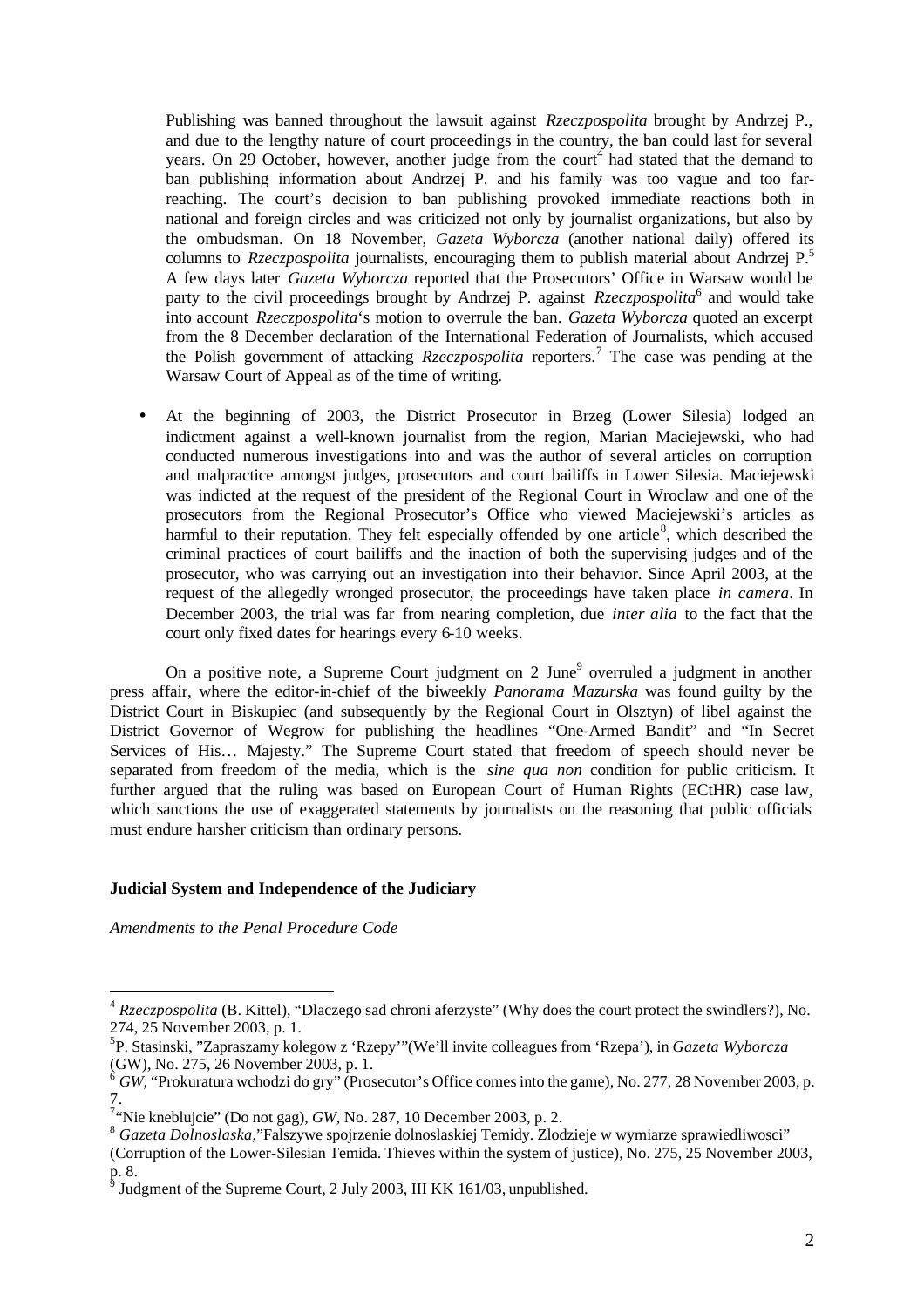Publishing was banned throughout the lawsuit against *Rzeczpospolita* brought by Andrzej P., and due to the lengthy nature of court proceedings in the country, the ban could last for several years. On 29 October, however, another judge from the court[4] had stated that the demand to ban publishing information about Andrzej P. and his family was too vague and too far-reaching. The court's decision to ban publishing provoked immediate reactions both in national and foreign circles and was criticized not only by journalist organizations, but also by the ombudsman. On 18 November, *Gazeta Wyborcza* (another national daily) offered its columns to *Rzeczpospolita* journalists, encouraging them to publish material about Andrzej P.[5] A few days later *Gazeta Wyborcza* reported that the Prosecutors' Office in Warsaw would be party to the civil proceedings brought by Andrzej P. against *Rzeczpospolita*[6] and would take into account *Rzeczpospolita*'s motion to overrule the ban. *Gazeta Wyborcza* quoted an excerpt from the 8 December declaration of the International Federation of Journalists, which accused the Polish government of attacking *Rzeczpospolita* reporters.[7] The case was pending at the Warsaw Court of Appeal as of the time of writing.

- At the beginning of 2003, the District Prosecutor in Brzeg (Lower Silesia) lodged an indictment against a well-known journalist from the region, Marian Maciejewski, who had conducted numerous investigations into and was the author of several articles on corruption and malpractice amongst judges, prosecutors and court bailiffs in Lower Silesia. Maciejewski was indicted at the request of the president of the Regional Court in Wroclaw and one of the prosecutors from the Regional Prosecutor's Office who viewed Maciejewski's articles as harmful to their reputation. They felt especially offended by one article[8], which described the criminal practices of court bailiffs and the inaction of both the supervising judges and of the prosecutor, who was carrying out an investigation into their behavior. Since April 2003, at the request of the allegedly wronged prosecutor, the proceedings have taken place *in camera*. In December 2003, the trial was far from nearing completion, due *inter alia* to the fact that the court only fixed dates for hearings every 6-10 weeks.

On a positive note, a Supreme Court judgment on 2 June[9] overruled a judgment in another press affair, where the editor-in-chief of the biweekly *Panorama Mazurska* was found guilty by the District Court in Biskupiec (and subsequently by the Regional Court in Olsztyn) of libel against the District Governor of Wegrow for publishing the headlines "One-Armed Bandit" and "In Secret Services of His… Majesty." The Supreme Court stated that freedom of speech should never be separated from freedom of the media, which is the *sine qua non* condition for public criticism. It further argued that the ruling was based on European Court of Human Rights (ECtHR) case law, which sanctions the use of exaggerated statements by journalists on the reasoning that public officials must endure harsher criticism than ordinary persons.

## Judicial System and Independence of the Judiciary

*Amendments to the Penal Procedure Code*

---

[4] *Rzeczpospolita* (B. Kittel), "Dlaczego sad chroni aferzyste" (Why does the court protect the swindlers?), No. 274, 25 November 2003, p. 1.

[5] P. Stasinski, "Zapraszamy kolegow z 'Rzepy'"(We'll invite colleagues from 'Rzepa'), in *Gazeta Wyborcza* (GW), No. 275, 26 November 2003, p. 1.

[6] *GW*, "Prokuratura wchodzi do gry" (Prosecutor's Office comes into the game), No. 277, 28 November 2003, p. 7.

[7] "Nie kneblujcie" (Do not gag), *GW*, No. 287, 10 December 2003, p. 2.

[8] *Gazeta Dolnoslaska*,"Falszywe spojrzenie dolnoslaskiej Temidy. Zlodzieje w wymiarze sprawiedliwosci" (Corruption of the Lower-Silesian Temida. Thieves within the system of justice), No. 275, 25 November 2003, p. 8.

[9] Judgment of the Supreme Court, 2 July 2003, III KK 161/03, unpublished.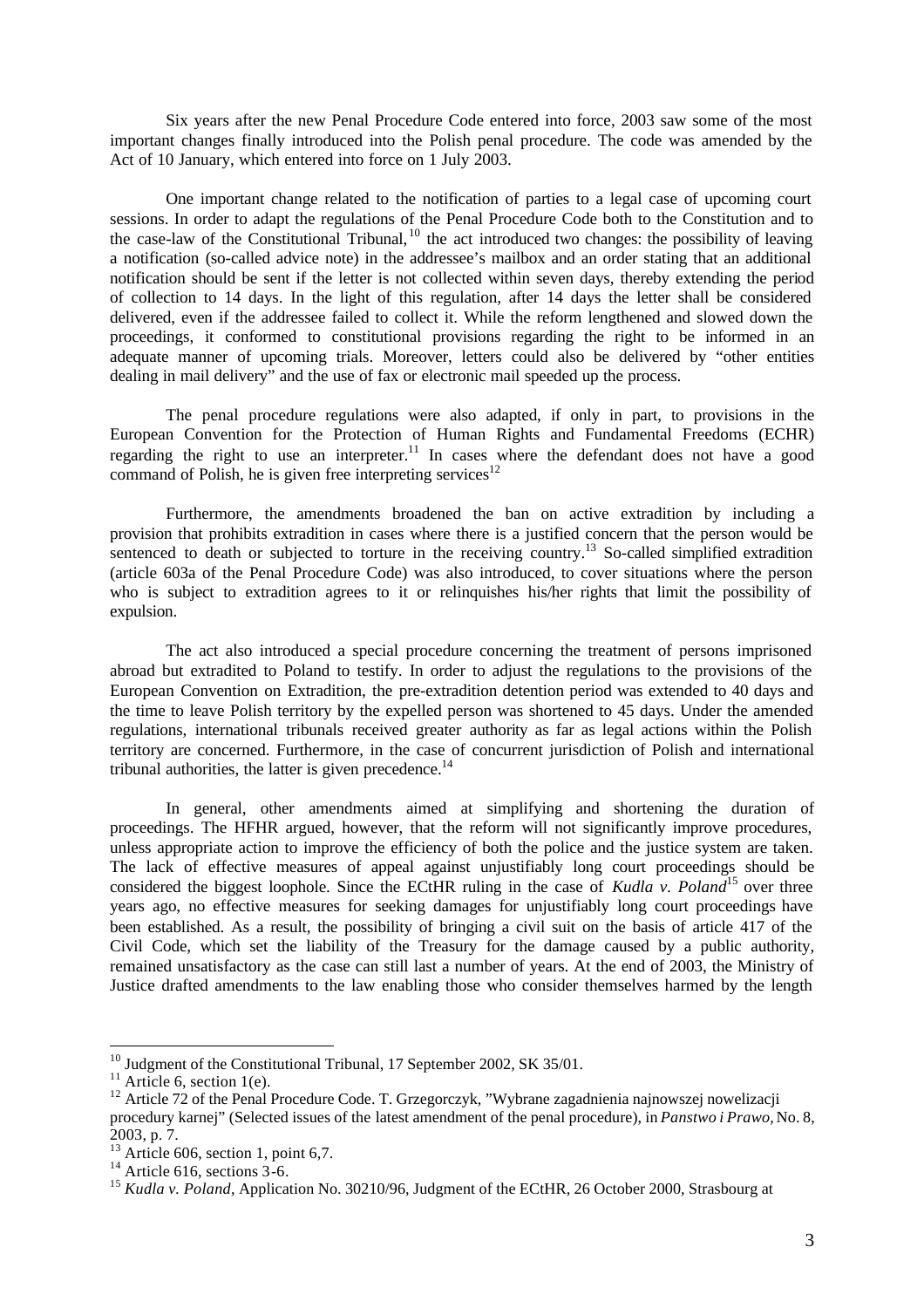Six years after the new Penal Procedure Code entered into force, 2003 saw some of the most important changes finally introduced into the Polish penal procedure. The code was amended by the Act of 10 January, which entered into force on 1 July 2003.

One important change related to the notification of parties to a legal case of upcoming court sessions. In order to adapt the regulations of the Penal Procedure Code both to the Constitution and to the case-law of the Constitutional Tribunal,[10] the act introduced two changes: the possibility of leaving a notification (so-called advice note) in the addressee's mailbox and an order stating that an additional notification should be sent if the letter is not collected within seven days, thereby extending the period of collection to 14 days. In the light of this regulation, after 14 days the letter shall be considered delivered, even if the addressee failed to collect it. While the reform lengthened and slowed down the proceedings, it conformed to constitutional provisions regarding the right to be informed in an adequate manner of upcoming trials. Moreover, letters could also be delivered by "other entities dealing in mail delivery" and the use of fax or electronic mail speeded up the process.

The penal procedure regulations were also adapted, if only in part, to provisions in the European Convention for the Protection of Human Rights and Fundamental Freedoms (ECHR) regarding the right to use an interpreter.[11] In cases where the defendant does not have a good command of Polish, he is given free interpreting services[12]

Furthermore, the amendments broadened the ban on active extradition by including a provision that prohibits extradition in cases where there is a justified concern that the person would be sentenced to death or subjected to torture in the receiving country.[13] So-called simplified extradition (article 603a of the Penal Procedure Code) was also introduced, to cover situations where the person who is subject to extradition agrees to it or relinquishes his/her rights that limit the possibility of expulsion.

The act also introduced a special procedure concerning the treatment of persons imprisoned abroad but extradited to Poland to testify. In order to adjust the regulations to the provisions of the European Convention on Extradition, the pre-extradition detention period was extended to 40 days and the time to leave Polish territory by the expelled person was shortened to 45 days. Under the amended regulations, international tribunals received greater authority as far as legal actions within the Polish territory are concerned. Furthermore, in the case of concurrent jurisdiction of Polish and international tribunal authorities, the latter is given precedence.[14]

In general, other amendments aimed at simplifying and shortening the duration of proceedings. The HFHR argued, however, that the reform will not significantly improve procedures, unless appropriate action to improve the efficiency of both the police and the justice system are taken. The lack of effective measures of appeal against unjustifiably long court proceedings should be considered the biggest loophole. Since the ECtHR ruling in the case of *Kudla v. Poland*[15] over three years ago, no effective measures for seeking damages for unjustifiably long court proceedings have been established. As a result, the possibility of bringing a civil suit on the basis of article 417 of the Civil Code, which set the liability of the Treasury for the damage caused by a public authority, remained unsatisfactory as the case can still last a number of years. At the end of 2003, the Ministry of Justice drafted amendments to the law enabling those who consider themselves harmed by the length

---

[10] Judgment of the Constitutional Tribunal, 17 September 2002, SK 35/01.

[11] Article 6, section 1(e).

[12] Article 72 of the Penal Procedure Code. T. Grzegorczyk, "Wybrane zagadnienia najnowszej nowelizacji procedury karnej" (Selected issues of the latest amendment of the penal procedure), in *Panstwo i Prawo*, No. 8, 2003, p. 7.

[13] Article 606, section 1, point 6,7.

[14] Article 616, sections 3-6.

[15] *Kudla v. Poland*, Application No. 30210/96, Judgment of the ECtHR, 26 October 2000, Strasbourg at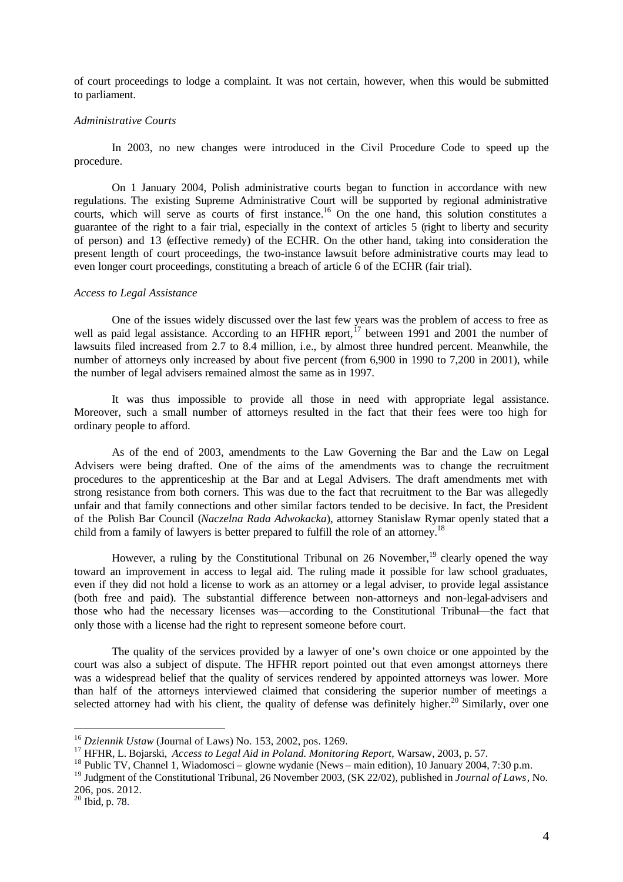of court proceedings to lodge a complaint. It was not certain, however, when this would be submitted to parliament.

*Administrative Courts*

In 2003, no new changes were introduced in the Civil Procedure Code to speed up the procedure.

On 1 January 2004, Polish administrative courts began to function in accordance with new regulations. The existing Supreme Administrative Court will be supported by regional administrative courts, which will serve as courts of first instance.[16] On the one hand, this solution constitutes a guarantee of the right to a fair trial, especially in the context of articles 5 (right to liberty and security of person) and 13 (effective remedy) of the ECHR. On the other hand, taking into consideration the present length of court proceedings, the two-instance lawsuit before administrative courts may lead to even longer court proceedings, constituting a breach of article 6 of the ECHR (fair trial).

*Access to Legal Assistance*

One of the issues widely discussed over the last few years was the problem of access to free as well as paid legal assistance. According to an HFHR report,[17] between 1991 and 2001 the number of lawsuits filed increased from 2.7 to 8.4 million, i.e., by almost three hundred percent. Meanwhile, the number of attorneys only increased by about five percent (from 6,900 in 1990 to 7,200 in 2001), while the number of legal advisers remained almost the same as in 1997.

It was thus impossible to provide all those in need with appropriate legal assistance. Moreover, such a small number of attorneys resulted in the fact that their fees were too high for ordinary people to afford.

As of the end of 2003, amendments to the Law Governing the Bar and the Law on Legal Advisers were being drafted. One of the aims of the amendments was to change the recruitment procedures to the apprenticeship at the Bar and at Legal Advisers. The draft amendments met with strong resistance from both corners. This was due to the fact that recruitment to the Bar was allegedly unfair and that family connections and other similar factors tended to be decisive. In fact, the President of the Polish Bar Council (*Naczelna Rada Adwokacka*), attorney Stanislaw Rymar openly stated that a child from a family of lawyers is better prepared to fulfill the role of an attorney.[18]

However, a ruling by the Constitutional Tribunal on 26 November,[19] clearly opened the way toward an improvement in access to legal aid. The ruling made it possible for law school graduates, even if they did not hold a license to work as an attorney or a legal adviser, to provide legal assistance (both free and paid). The substantial difference between non-attorneys and non-legal-advisers and those who had the necessary licenses was—according to the Constitutional Tribunal—the fact that only those with a license had the right to represent someone before court.

The quality of the services provided by a lawyer of one's own choice or one appointed by the court was also a subject of dispute. The HFHR report pointed out that even amongst attorneys there was a widespread belief that the quality of services rendered by appointed attorneys was lower. More than half of the attorneys interviewed claimed that considering the superior number of meetings a selected attorney had with his client, the quality of defense was definitely higher.[20] Similarly, over one

---

[16] *Dziennik Ustaw* (Journal of Laws) No. 153, 2002, pos. 1269.

[17] HFHR, L. Bojarski, *Access to Legal Aid in Poland. Monitoring Report*, Warsaw, 2003, p. 57.

[18] Public TV, Channel 1, Wiadomosci – glowne wydanie (News – main edition), 10 January 2004, 7:30 p.m.

[19] Judgment of the Constitutional Tribunal, 26 November 2003, (SK 22/02), published in *Journal of Laws*, No. 206, pos. 2012.

[20] Ibid, p. 78.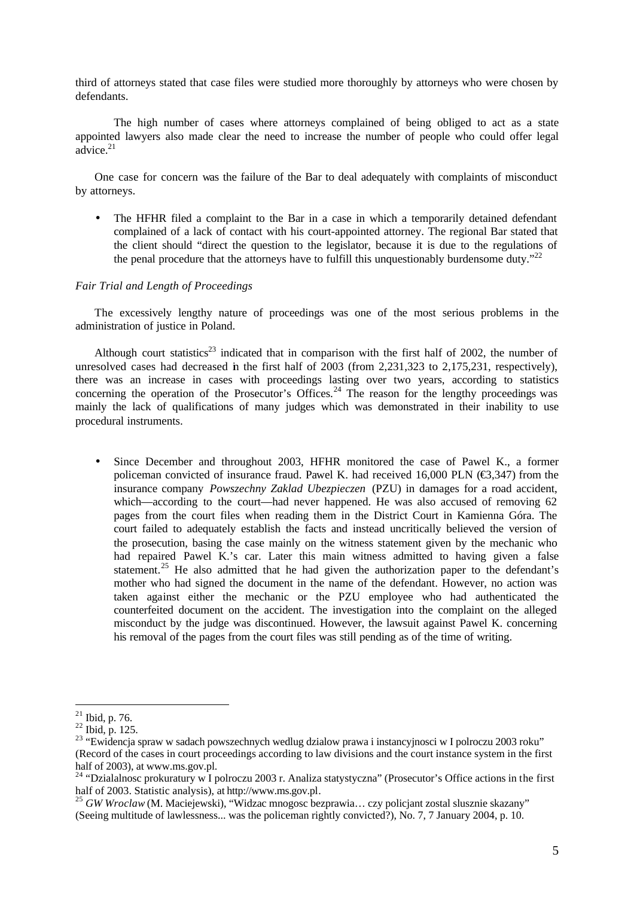third of attorneys stated that case files were studied more thoroughly by attorneys who were chosen by defendants.

The high number of cases where attorneys complained of being obliged to act as a state appointed lawyers also made clear the need to increase the number of people who could offer legal advice.[21]

One case for concern was the failure of the Bar to deal adequately with complaints of misconduct by attorneys.

- The HFHR filed a complaint to the Bar in a case in which a temporarily detained defendant complained of a lack of contact with his court-appointed attorney. The regional Bar stated that the client should "direct the question to the legislator, because it is due to the regulations of the penal procedure that the attorneys have to fulfill this unquestionably burdensome duty."[22]

*Fair Trial and Length of Proceedings*

The excessively lengthy nature of proceedings was one of the most serious problems in the administration of justice in Poland.

Although court statistics[23] indicated that in comparison with the first half of 2002, the number of unresolved cases had decreased in the first half of 2003 (from 2,231,323 to 2,175,231, respectively), there was an increase in cases with proceedings lasting over two years, according to statistics concerning the operation of the Prosecutor's Offices.[24] The reason for the lengthy proceedings was mainly the lack of qualifications of many judges which was demonstrated in their inability to use procedural instruments.

- Since December and throughout 2003, HFHR monitored the case of Pawel K., a former policeman convicted of insurance fraud. Pawel K. had received 16,000 PLN (€3,347) from the insurance company *Powszechny Zaklad Ubezpieczen* (PZU) in damages for a road accident, which—according to the court—had never happened. He was also accused of removing 62 pages from the court files when reading them in the District Court in Kamienna Góra. The court failed to adequately establish the facts and instead uncritically believed the version of the prosecution, basing the case mainly on the witness statement given by the mechanic who had repaired Pawel K.'s car. Later this main witness admitted to having given a false statement.[25] He also admitted that he had given the authorization paper to the defendant's mother who had signed the document in the name of the defendant. However, no action was taken against either the mechanic or the PZU employee who had authenticated the counterfeited document on the accident. The investigation into the complaint on the alleged misconduct by the judge was discontinued. However, the lawsuit against Pawel K. concerning his removal of the pages from the court files was still pending as of the time of writing.

---

[21] Ibid, p. 76.

[22] Ibid, p. 125.

[23] "Ewidencja spraw w sadach powszechnych wedlug dzialow prawa i instancyjnosci w I polroczu 2003 roku" (Record of the cases in court proceedings according to law divisions and the court instance system in the first half of 2003), at www.ms.gov.pl.

[24] "Dzialalnosc prokuratury w I polroczu 2003 r. Analiza statystyczna" (Prosecutor's Office actions in the first half of 2003. Statistic analysis), at http://www.ms.gov.pl.

[25] *GW Wroclaw* (M. Maciejewski), "Widzac mnogosc bezprawia… czy policjant zostal slusznie skazany" (Seeing multitude of lawlessness... was the policeman rightly convicted?), No. 7, 7 January 2004, p. 10.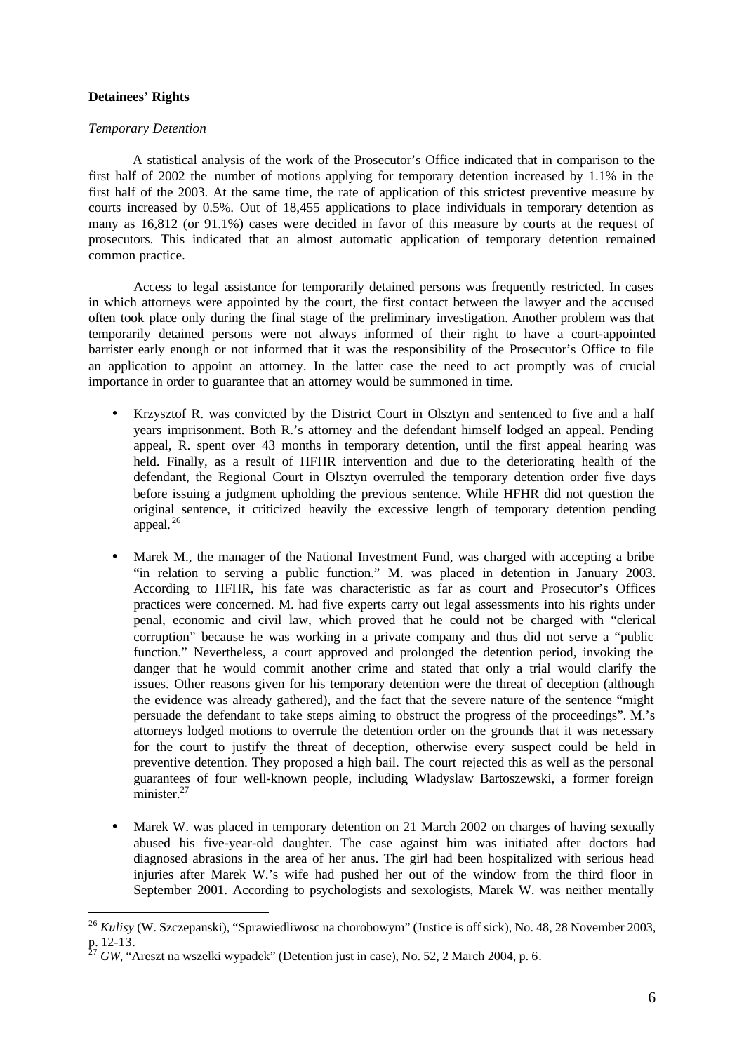**Detainees' Rights**

*Temporary Detention*

A statistical analysis of the work of the Prosecutor's Office indicated that in comparison to the first half of 2002 the number of motions applying for temporary detention increased by 1.1% in the first half of the 2003. At the same time, the rate of application of this strictest preventive measure by courts increased by 0.5%. Out of 18,455 applications to place individuals in temporary detention as many as 16,812 (or 91.1%) cases were decided in favor of this measure by courts at the request of prosecutors. This indicated that an almost automatic application of temporary detention remained common practice.

Access to legal assistance for temporarily detained persons was frequently restricted. In cases in which attorneys were appointed by the court, the first contact between the lawyer and the accused often took place only during the final stage of the preliminary investigation. Another problem was that temporarily detained persons were not always informed of their right to have a court-appointed barrister early enough or not informed that it was the responsibility of the Prosecutor's Office to file an application to appoint an attorney. In the latter case the need to act promptly was of crucial importance in order to guarantee that an attorney would be summoned in time.

- Krzysztof R. was convicted by the District Court in Olsztyn and sentenced to five and a half years imprisonment. Both R.'s attorney and the defendant himself lodged an appeal. Pending appeal, R. spent over 43 months in temporary detention, until the first appeal hearing was held. Finally, as a result of HFHR intervention and due to the deteriorating health of the defendant, the Regional Court in Olsztyn overruled the temporary detention order five days before issuing a judgment upholding the previous sentence. While HFHR did not question the original sentence, it criticized heavily the excessive length of temporary detention pending appeal.[26]

- Marek M., the manager of the National Investment Fund, was charged with accepting a bribe "in relation to serving a public function." M. was placed in detention in January 2003. According to HFHR, his fate was characteristic as far as court and Prosecutor's Offices practices were concerned. M. had five experts carry out legal assessments into his rights under penal, economic and civil law, which proved that he could not be charged with "clerical corruption" because he was working in a private company and thus did not serve a "public function." Nevertheless, a court approved and prolonged the detention period, invoking the danger that he would commit another crime and stated that only a trial would clarify the issues. Other reasons given for his temporary detention were the threat of deception (although the evidence was already gathered), and the fact that the severe nature of the sentence "might persuade the defendant to take steps aiming to obstruct the progress of the proceedings". M.'s attorneys lodged motions to overrule the detention order on the grounds that it was necessary for the court to justify the threat of deception, otherwise every suspect could be held in preventive detention. They proposed a high bail. The court rejected this as well as the personal guarantees of four well-known people, including Wladyslaw Bartoszewski, a former foreign minister.[27]

- Marek W. was placed in temporary detention on 21 March 2002 on charges of having sexually abused his five-year-old daughter. The case against him was initiated after doctors had diagnosed abrasions in the area of her anus. The girl had been hospitalized with serious head injuries after Marek W.'s wife had pushed her out of the window from the third floor in September 2001. According to psychologists and sexologists, Marek W. was neither mentally

---

[26] *Kulisy* (W. Szczepanski), "Sprawiedliwosc na chorobowym" (Justice is off sick), No. 48, 28 November 2003, p. 12-13.

[27] *GW*, "Areszt na wszelki wypadek" (Detention just in case), No. 52, 2 March 2004, p. 6.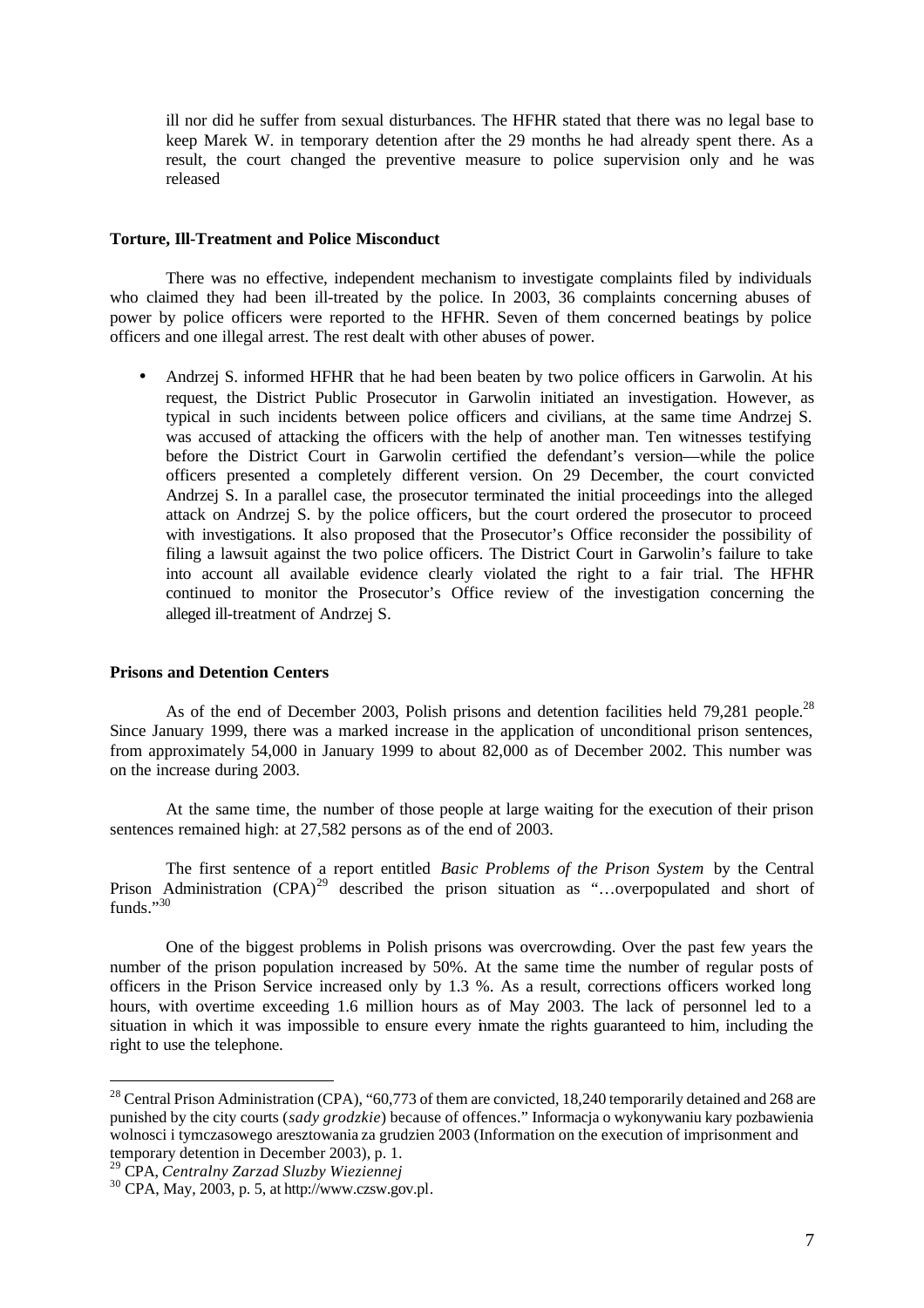ill nor did he suffer from sexual disturbances. The HFHR stated that there was no legal base to keep Marek W. in temporary detention after the 29 months he had already spent there. As a result, the court changed the preventive measure to police supervision only and he was released

**Torture, Ill-Treatment and Police Misconduct**

There was no effective, independent mechanism to investigate complaints filed by individuals who claimed they had been ill-treated by the police. In 2003, 36 complaints concerning abuses of power by police officers were reported to the HFHR. Seven of them concerned beatings by police officers and one illegal arrest. The rest dealt with other abuses of power.

- Andrzej S. informed HFHR that he had been beaten by two police officers in Garwolin. At his request, the District Public Prosecutor in Garwolin initiated an investigation. However, as typical in such incidents between police officers and civilians, at the same time Andrzej S. was accused of attacking the officers with the help of another man. Ten witnesses testifying before the District Court in Garwolin certified the defendant's version—while the police officers presented a completely different version. On 29 December, the court convicted Andrzej S. In a parallel case, the prosecutor terminated the initial proceedings into the alleged attack on Andrzej S. by the police officers, but the court ordered the prosecutor to proceed with investigations. It also proposed that the Prosecutor's Office reconsider the possibility of filing a lawsuit against the two police officers. The District Court in Garwolin's failure to take into account all available evidence clearly violated the right to a fair trial. The HFHR continued to monitor the Prosecutor's Office review of the investigation concerning the alleged ill-treatment of Andrzej S.

**Prisons and Detention Centers**

As of the end of December 2003, Polish prisons and detention facilities held 79,281 people.[28] Since January 1999, there was a marked increase in the application of unconditional prison sentences, from approximately 54,000 in January 1999 to about 82,000 as of December 2002. This number was on the increase during 2003.

At the same time, the number of those people at large waiting for the execution of their prison sentences remained high: at 27,582 persons as of the end of 2003.

The first sentence of a report entitled *Basic Problems of the Prison System* by the Central Prison Administration (CPA)[29] described the prison situation as "…overpopulated and short of funds."[30]

One of the biggest problems in Polish prisons was overcrowding. Over the past few years the number of the prison population increased by 50%. At the same time the number of regular posts of officers in the Prison Service increased only by 1.3 %. As a result, corrections officers worked long hours, with overtime exceeding 1.6 million hours as of May 2003. The lack of personnel led to a situation in which it was impossible to ensure every inmate the rights guaranteed to him, including the right to use the telephone.

---

[28] Central Prison Administration (CPA), "60,773 of them are convicted, 18,240 temporarily detained and 268 are punished by the city courts (*sady grodzkie*) because of offences." Informacja o wykonywaniu kary pozbawienia wolnosci i tymczasowego aresztowania za grudzien 2003 (Information on the execution of imprisonment and temporary detention in December 2003), p. 1.

[29] CPA, *Centralny Zarzad Sluzby Wieziennej*

[30] CPA, May, 2003, p. 5, at http://www.czsw.gov.pl.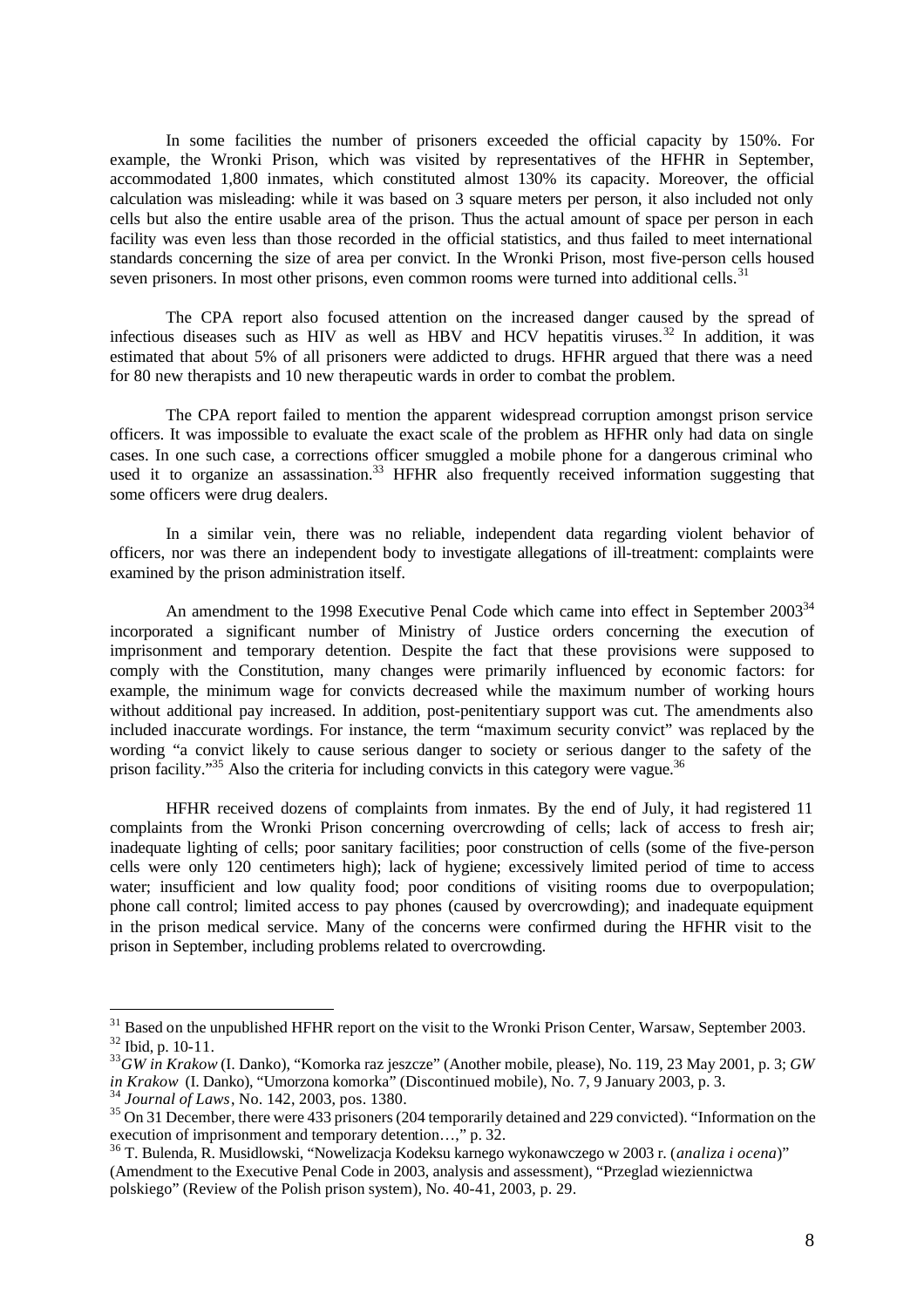In some facilities the number of prisoners exceeded the official capacity by 150%. For example, the Wronki Prison, which was visited by representatives of the HFHR in September, accommodated 1,800 inmates, which constituted almost 130% its capacity. Moreover, the official calculation was misleading: while it was based on 3 square meters per person, it also included not only cells but also the entire usable area of the prison. Thus the actual amount of space per person in each facility was even less than those recorded in the official statistics, and thus failed to meet international standards concerning the size of area per convict. In the Wronki Prison, most five-person cells housed seven prisoners. In most other prisons, even common rooms were turned into additional cells.[31]

The CPA report also focused attention on the increased danger caused by the spread of infectious diseases such as HIV as well as HBV and HCV hepatitis viruses.[32] In addition, it was estimated that about 5% of all prisoners were addicted to drugs. HFHR argued that there was a need for 80 new therapists and 10 new therapeutic wards in order to combat the problem.

The CPA report failed to mention the apparent widespread corruption amongst prison service officers. It was impossible to evaluate the exact scale of the problem as HFHR only had data on single cases. In one such case, a corrections officer smuggled a mobile phone for a dangerous criminal who used it to organize an assassination.[33] HFHR also frequently received information suggesting that some officers were drug dealers.

In a similar vein, there was no reliable, independent data regarding violent behavior of officers, nor was there an independent body to investigate allegations of ill-treatment: complaints were examined by the prison administration itself.

An amendment to the 1998 Executive Penal Code which came into effect in September 2003[34] incorporated a significant number of Ministry of Justice orders concerning the execution of imprisonment and temporary detention. Despite the fact that these provisions were supposed to comply with the Constitution, many changes were primarily influenced by economic factors: for example, the minimum wage for convicts decreased while the maximum number of working hours without additional pay increased. In addition, post-penitentiary support was cut. The amendments also included inaccurate wordings. For instance, the term "maximum security convict" was replaced by the wording "a convict likely to cause serious danger to society or serious danger to the safety of the prison facility."[35] Also the criteria for including convicts in this category were vague.[36]

HFHR received dozens of complaints from inmates. By the end of July, it had registered 11 complaints from the Wronki Prison concerning overcrowding of cells; lack of access to fresh air; inadequate lighting of cells; poor sanitary facilities; poor construction of cells (some of the five-person cells were only 120 centimeters high); lack of hygiene; excessively limited period of time to access water; insufficient and low quality food; poor conditions of visiting rooms due to overpopulation; phone call control; limited access to pay phones (caused by overcrowding); and inadequate equipment in the prison medical service. Many of the concerns were confirmed during the HFHR visit to the prison in September, including problems related to overcrowding.

---

[31] Based on the unpublished HFHR report on the visit to the Wronki Prison Center, Warsaw, September 2003.

[32] Ibid, p. 10-11.

[33] *GW in Krakow* (I. Danko), "Komorka raz jeszcze" (Another mobile, please), No. 119, 23 May 2001, p. 3; *GW in Krakow* (I. Danko), "Umorzona komorka" (Discontinued mobile), No. 7, 9 January 2003, p. 3.

[34] *Journal of Laws*, No. 142, 2003, pos. 1380.

[35] On 31 December, there were 433 prisoners (204 temporarily detained and 229 convicted). "Information on the execution of imprisonment and temporary detention…," p. 32.

[36] T. Bulenda, R. Musidlowski, "Nowelizacja Kodeksu karnego wykonawczego w 2003 r. (*analiza i ocena*)" (Amendment to the Executive Penal Code in 2003, analysis and assessment), "Przeglad wieziennictwa polskiego" (Review of the Polish prison system), No. 40-41, 2003, p. 29.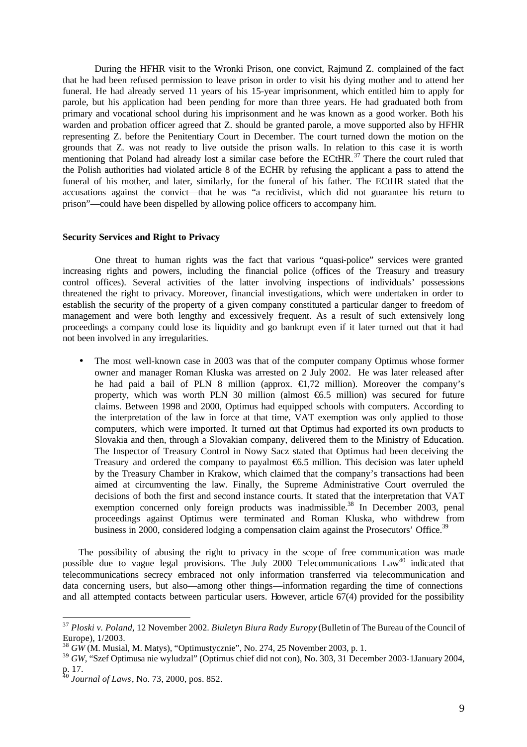During the HFHR visit to the Wronki Prison, one convict, Rajmund Z. complained of the fact that he had been refused permission to leave prison in order to visit his dying mother and to attend her funeral. He had already served 11 years of his 15-year imprisonment, which entitled him to apply for parole, but his application had been pending for more than three years. He had graduated both from primary and vocational school during his imprisonment and he was known as a good worker. Both his warden and probation officer agreed that Z. should be granted parole, a move supported also by HFHR representing Z. before the Penitentiary Court in December. The court turned down the motion on the grounds that Z. was not ready to live outside the prison walls. In relation to this case it is worth mentioning that Poland had already lost a similar case before the ECtHR.[37] There the court ruled that the Polish authorities had violated article 8 of the ECHR by refusing the applicant a pass to attend the funeral of his mother, and later, similarly, for the funeral of his father. The ECtHR stated that the accusations against the convict—that he was "a recidivist, which did not guarantee his return to prison"—could have been dispelled by allowing police officers to accompany him.

**Security Services and Right to Privacy**

One threat to human rights was the fact that various "quasi-police" services were granted increasing rights and powers, including the financial police (offices of the Treasury and treasury control offices). Several activities of the latter involving inspections of individuals' possessions threatened the right to privacy. Moreover, financial investigations, which were undertaken in order to establish the security of the property of a given company constituted a particular danger to freedom of management and were both lengthy and excessively frequent. As a result of such extensively long proceedings a company could lose its liquidity and go bankrupt even if it later turned out that it had not been involved in any irregularities.

- The most well-known case in 2003 was that of the computer company Optimus whose former owner and manager Roman Kluska was arrested on 2 July 2002. He was later released after he had paid a bail of PLN 8 million (approx. €1,72 million). Moreover the company's property, which was worth PLN 30 million (almost €6.5 million) was secured for future claims. Between 1998 and 2000, Optimus had equipped schools with computers. According to the interpretation of the law in force at that time, VAT exemption was only applied to those computers, which were imported. It turned out that Optimus had exported its own products to Slovakia and then, through a Slovakian company, delivered them to the Ministry of Education. The Inspector of Treasury Control in Nowy Sacz stated that Optimus had been deceiving the Treasury and ordered the company to payalmost €6.5 million. This decision was later upheld by the Treasury Chamber in Krakow, which claimed that the company's transactions had been aimed at circumventing the law. Finally, the Supreme Administrative Court overruled the decisions of both the first and second instance courts. It stated that the interpretation that VAT exemption concerned only foreign products was inadmissible.[38] In December 2003, penal proceedings against Optimus were terminated and Roman Kluska, who withdrew from business in 2000, considered lodging a compensation claim against the Prosecutors' Office.[39]

The possibility of abusing the right to privacy in the scope of free communication was made possible due to vague legal provisions. The July 2000 Telecommunications Law[40] indicated that telecommunications secrecy embraced not only information transferred via telecommunication and data concerning users, but also—among other things—information regarding the time of connections and all attempted contacts between particular users. However, article 67(4) provided for the possibility

---

[37] *Ploski v. Poland*, 12 November 2002. *Biuletyn Biura Rady Europy* (Bulletin of The Bureau of the Council of Europe), 1/2003.

[38] *GW* (M. Musial, M. Matys), "Optimustycznie", No. 274, 25 November 2003, p. 1.

[39] *GW*, "Szef Optimusa nie wyludzal" (Optimus chief did not con), No. 303, 31 December 2003-1January 2004, p. 17.

[40] *Journal of Laws*, No. 73, 2000, pos. 852.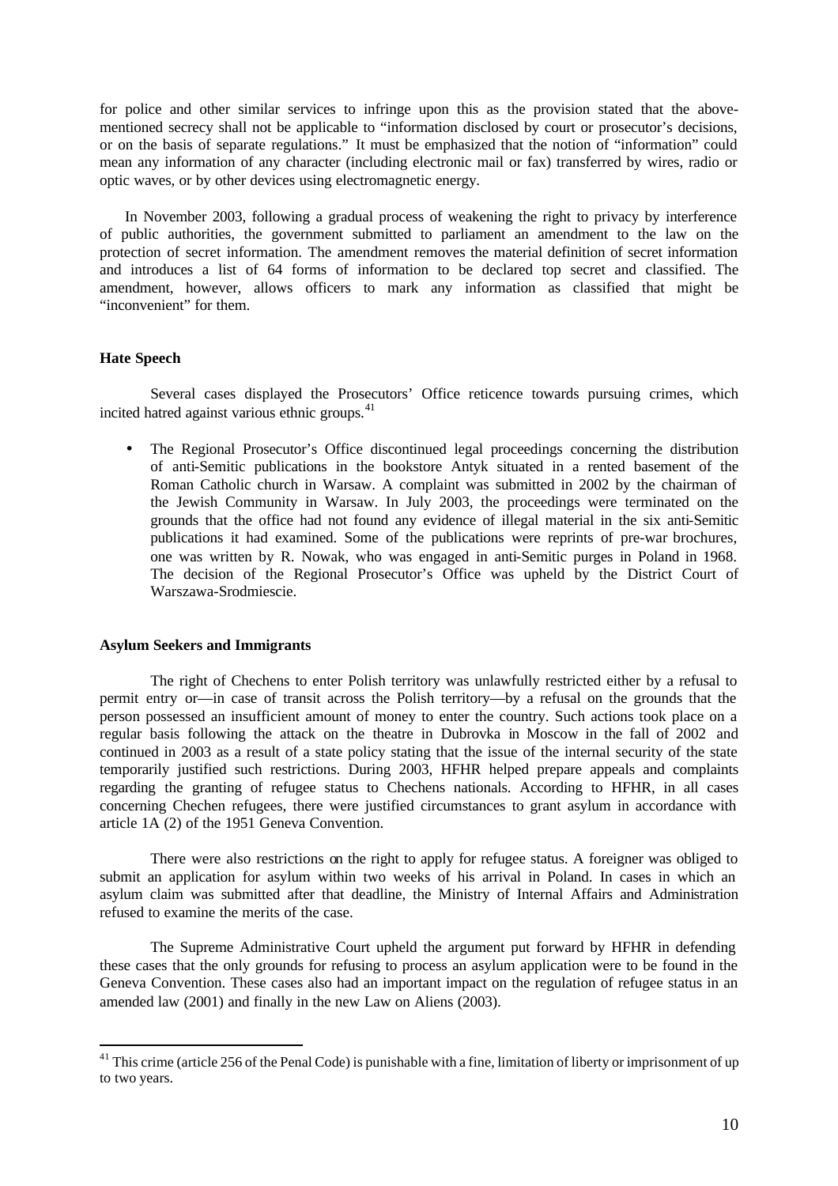for police and other similar services to infringe upon this as the provision stated that the above-mentioned secrecy shall not be applicable to "information disclosed by court or prosecutor's decisions, or on the basis of separate regulations." It must be emphasized that the notion of "information" could mean any information of any character (including electronic mail or fax) transferred by wires, radio or optic waves, or by other devices using electromagnetic energy.

In November 2003, following a gradual process of weakening the right to privacy by interference of public authorities, the government submitted to parliament an amendment to the law on the protection of secret information. The amendment removes the material definition of secret information and introduces a list of 64 forms of information to be declared top secret and classified. The amendment, however, allows officers to mark any information as classified that might be "inconvenient" for them.

**Hate Speech**

Several cases displayed the Prosecutors' Office reticence towards pursuing crimes, which incited hatred against various ethnic groups.[41]

- The Regional Prosecutor's Office discontinued legal proceedings concerning the distribution of anti-Semitic publications in the bookstore Antyk situated in a rented basement of the Roman Catholic church in Warsaw. A complaint was submitted in 2002 by the chairman of the Jewish Community in Warsaw. In July 2003, the proceedings were terminated on the grounds that the office had not found any evidence of illegal material in the six anti-Semitic publications it had examined. Some of the publications were reprints of pre-war brochures, one was written by R. Nowak, who was engaged in anti-Semitic purges in Poland in 1968. The decision of the Regional Prosecutor's Office was upheld by the District Court of Warszawa-Srodmiescie.

**Asylum Seekers and Immigrants**

The right of Chechens to enter Polish territory was unlawfully restricted either by a refusal to permit entry or—in case of transit across the Polish territory—by a refusal on the grounds that the person possessed an insufficient amount of money to enter the country. Such actions took place on a regular basis following the attack on the theatre in Dubrovka in Moscow in the fall of 2002 and continued in 2003 as a result of a state policy stating that the issue of the internal security of the state temporarily justified such restrictions. During 2003, HFHR helped prepare appeals and complaints regarding the granting of refugee status to Chechens nationals. According to HFHR, in all cases concerning Chechen refugees, there were justified circumstances to grant asylum in accordance with article 1A (2) of the 1951 Geneva Convention.

There were also restrictions on the right to apply for refugee status. A foreigner was obliged to submit an application for asylum within two weeks of his arrival in Poland. In cases in which an asylum claim was submitted after that deadline, the Ministry of Internal Affairs and Administration refused to examine the merits of the case.

The Supreme Administrative Court upheld the argument put forward by HFHR in defending these cases that the only grounds for refusing to process an asylum application were to be found in the Geneva Convention. These cases also had an important impact on the regulation of refugee status in an amended law (2001) and finally in the new Law on Aliens (2003).

---

[41] This crime (article 256 of the Penal Code) is punishable with a fine, limitation of liberty or imprisonment of up to two years.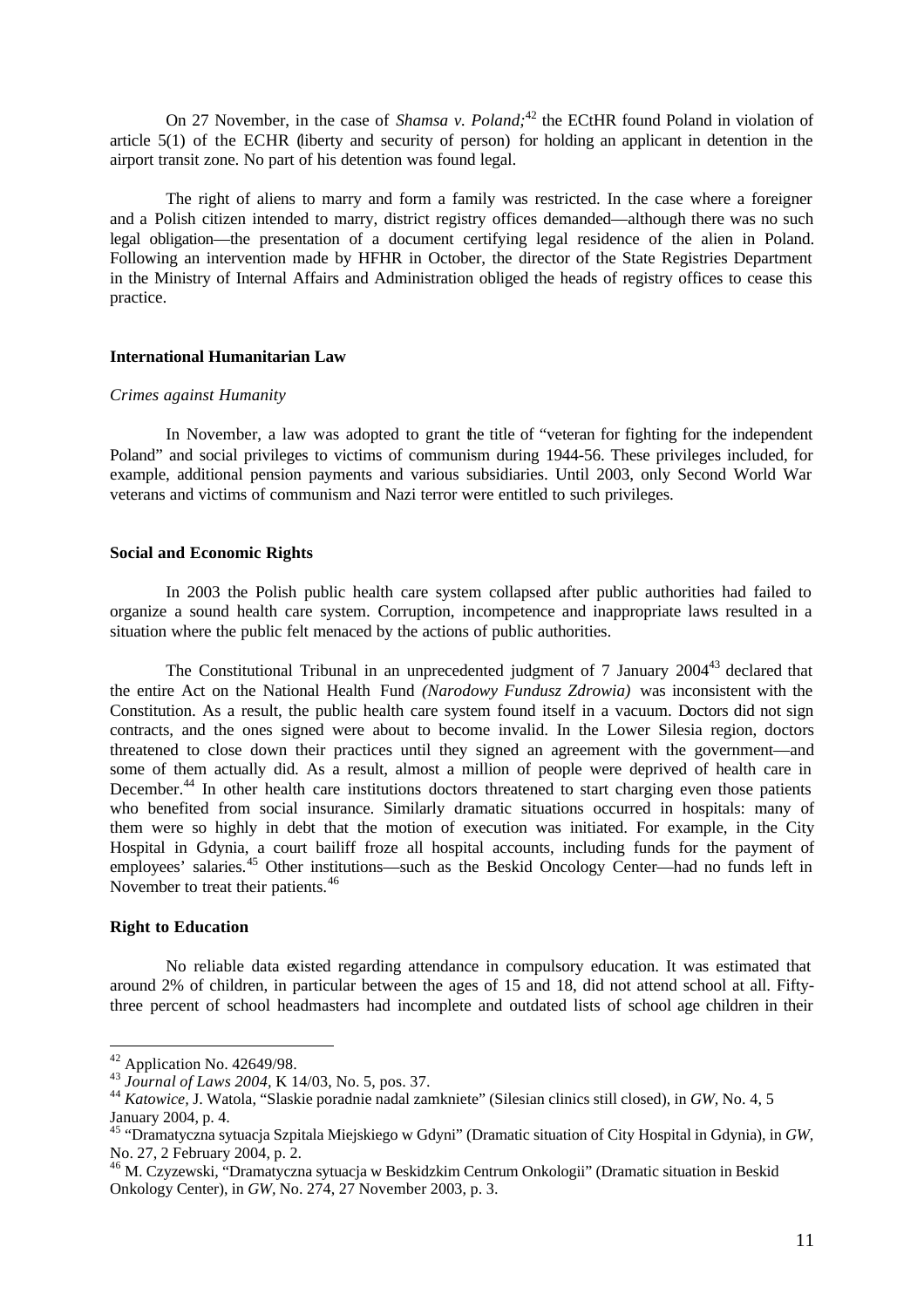On 27 November, in the case of *Shamsa v. Poland;*[42] the ECtHR found Poland in violation of article 5(1) of the ECHR (liberty and security of person) for holding an applicant in detention in the airport transit zone. No part of his detention was found legal.

The right of aliens to marry and form a family was restricted. In the case where a foreigner and a Polish citizen intended to marry, district registry offices demanded—although there was no such legal obligation—the presentation of a document certifying legal residence of the alien in Poland. Following an intervention made by HFHR in October, the director of the State Registries Department in the Ministry of Internal Affairs and Administration obliged the heads of registry offices to cease this practice.

## International Humanitarian Law

### *Crimes against Humanity*

In November, a law was adopted to grant the title of "veteran for fighting for the independent Poland" and social privileges to victims of communism during 1944-56. These privileges included, for example, additional pension payments and various subsidiaries. Until 2003, only Second World War veterans and victims of communism and Nazi terror were entitled to such privileges.

## Social and Economic Rights

In 2003 the Polish public health care system collapsed after public authorities had failed to organize a sound health care system. Corruption, incompetence and inappropriate laws resulted in a situation where the public felt menaced by the actions of public authorities.

The Constitutional Tribunal in an unprecedented judgment of 7 January 2004[43] declared that the entire Act on the National Health Fund *(Narodowy Fundusz Zdrowia)* was inconsistent with the Constitution. As a result, the public health care system found itself in a vacuum. Doctors did not sign contracts, and the ones signed were about to become invalid. In the Lower Silesia region, doctors threatened to close down their practices until they signed an agreement with the government—and some of them actually did. As a result, almost a million of people were deprived of health care in December.[44] In other health care institutions doctors threatened to start charging even those patients who benefited from social insurance. Similarly dramatic situations occurred in hospitals: many of them were so highly in debt that the motion of execution was initiated. For example, in the City Hospital in Gdynia, a court bailiff froze all hospital accounts, including funds for the payment of employees' salaries.[45] Other institutions—such as the Beskid Oncology Center—had no funds left in November to treat their patients.[46]

## Right to Education

No reliable data existed regarding attendance in compulsory education. It was estimated that around 2% of children, in particular between the ages of 15 and 18, did not attend school at all. Fifty-three percent of school headmasters had incomplete and outdated lists of school age children in their

---

[42] Application No. 42649/98.

[43] *Journal of Laws 2004*, K 14/03, No. 5, pos. 37.

[44] *Katowice*, J. Watola, "Slaskie poradnie nadal zamkniete" (Silesian clinics still closed), in *GW*, No. 4, 5 January 2004, p. 4.

[45] "Dramatyczna sytuacja Szpitala Miejskiego w Gdyni" (Dramatic situation of City Hospital in Gdynia), in *GW*, No. 27, 2 February 2004, p. 2.

[46] M. Czyzewski, "Dramatyczna sytuacja w Beskidzkim Centrum Onkologii" (Dramatic situation in Beskid Onkology Center), in *GW*, No. 274, 27 November 2003, p. 3.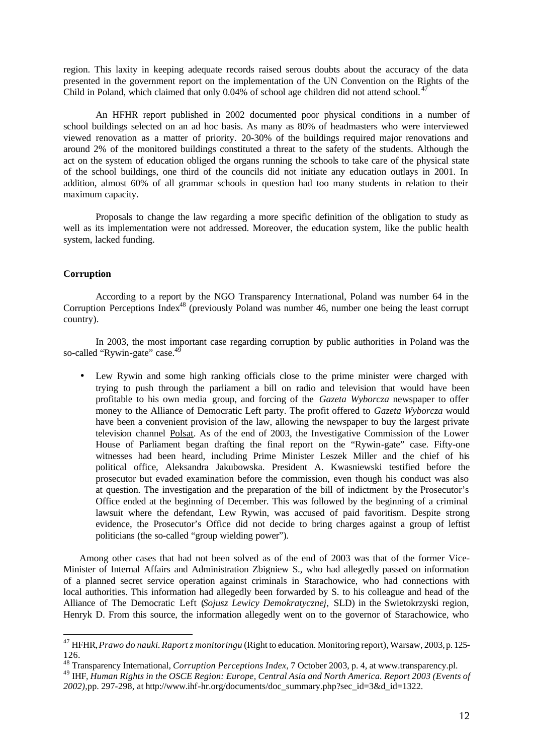region. This laxity in keeping adequate records raised serous doubts about the accuracy of the data presented in the government report on the implementation of the UN Convention on the Rights of the Child in Poland, which claimed that only 0.04% of school age children did not attend school.[47]

An HFHR report published in 2002 documented poor physical conditions in a number of school buildings selected on an ad hoc basis. As many as 80% of headmasters who were interviewed viewed renovation as a matter of priority. 20-30% of the buildings required major renovations and around 2% of the monitored buildings constituted a threat to the safety of the students. Although the act on the system of education obliged the organs running the schools to take care of the physical state of the school buildings, one third of the councils did not initiate any education outlays in 2001. In addition, almost 60% of all grammar schools in question had too many students in relation to their maximum capacity.

Proposals to change the law regarding a more specific definition of the obligation to study as well as its implementation were not addressed. Moreover, the education system, like the public health system, lacked funding.

**Corruption**

According to a report by the NGO Transparency International, Poland was number 64 in the Corruption Perceptions Index[48] (previously Poland was number 46, number one being the least corrupt country).

In 2003, the most important case regarding corruption by public authorities in Poland was the so-called "Rywin-gate" case.[49]

- Lew Rywin and some high ranking officials close to the prime minister were charged with trying to push through the parliament a bill on radio and television that would have been profitable to his own media group, and forcing of the *Gazeta Wyborcza* newspaper to offer money to the Alliance of Democratic Left party. The profit offered to *Gazeta Wyborcza* would have been a convenient provision of the law, allowing the newspaper to buy the largest private television channel Polsat. As of the end of 2003, the Investigative Commission of the Lower House of Parliament began drafting the final report on the "Rywin-gate" case. Fifty-one witnesses had been heard, including Prime Minister Leszek Miller and the chief of his political office, Aleksandra Jakubowska. President A. Kwasniewski testified before the prosecutor but evaded examination before the commission, even though his conduct was also at question. The investigation and the preparation of the bill of indictment by the Prosecutor's Office ended at the beginning of December. This was followed by the beginning of a criminal lawsuit where the defendant, Lew Rywin, was accused of paid favoritism. Despite strong evidence, the Prosecutor's Office did not decide to bring charges against a group of leftist politicians (the so-called "group wielding power").

Among other cases that had not been solved as of the end of 2003 was that of the former Vice-Minister of Internal Affairs and Administration Zbigniew S., who had allegedly passed on information of a planned secret service operation against criminals in Starachowice, who had connections with local authorities. This information had allegedly been forwarded by S. to his colleague and head of the Alliance of The Democratic Left (*Sojusz Lewicy Demokratycznej*, SLD) in the Swietokrzyski region, Henryk D. From this source, the information allegedly went on to the governor of Starachowice, who

[47] HFHR, *Prawo do nauki. Raport z monitoringu* (Right to education. Monitoring report), Warsaw, 2003, p. 125-126.

[48] Transparency International, *Corruption Perceptions Index*, 7 October 2003, p. 4, at www.transparency.pl.

[49] IHF, *Human Rights in the OSCE Region: Europe, Central Asia and North America. Report 2003 (Events of 2002)*, pp. 297-298, at http://www.ihf-hr.org/documents/doc_summary.php?sec_id=3&d_id=1322.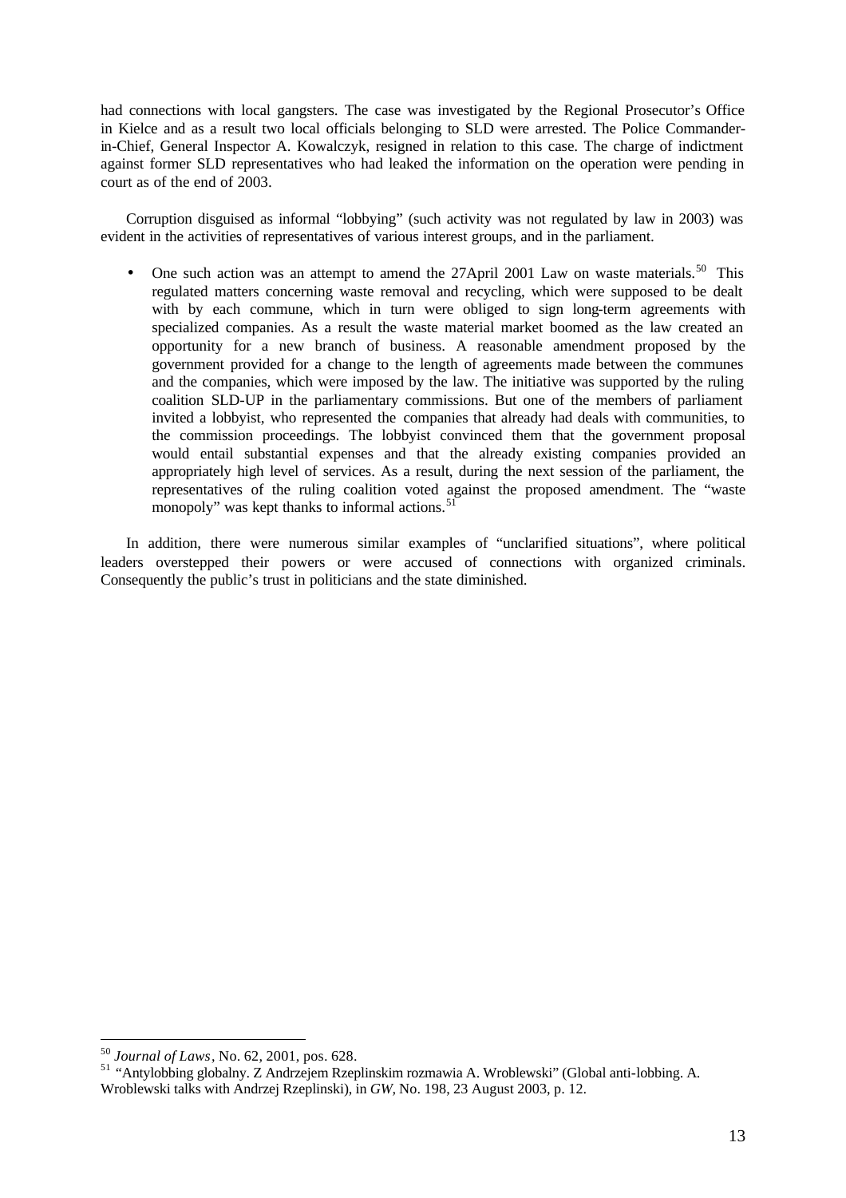had connections with local gangsters. The case was investigated by the Regional Prosecutor's Office in Kielce and as a result two local officials belonging to SLD were arrested. The Police Commander-in-Chief, General Inspector A. Kowalczyk, resigned in relation to this case. The charge of indictment against former SLD representatives who had leaked the information on the operation were pending in court as of the end of 2003.

Corruption disguised as informal "lobbying" (such activity was not regulated by law in 2003) was evident in the activities of representatives of various interest groups, and in the parliament.

- One such action was an attempt to amend the 27April 2001 Law on waste materials.[50] This regulated matters concerning waste removal and recycling, which were supposed to be dealt with by each commune, which in turn were obliged to sign long-term agreements with specialized companies. As a result the waste material market boomed as the law created an opportunity for a new branch of business. A reasonable amendment proposed by the government provided for a change to the length of agreements made between the communes and the companies, which were imposed by the law. The initiative was supported by the ruling coalition SLD-UP in the parliamentary commissions. But one of the members of parliament invited a lobbyist, who represented the companies that already had deals with communities, to the commission proceedings. The lobbyist convinced them that the government proposal would entail substantial expenses and that the already existing companies provided an appropriately high level of services. As a result, during the next session of the parliament, the representatives of the ruling coalition voted against the proposed amendment. The "waste monopoly" was kept thanks to informal actions.[51]

In addition, there were numerous similar examples of "unclarified situations", where political leaders overstepped their powers or were accused of connections with organized criminals. Consequently the public's trust in politicians and the state diminished.

[50] *Journal of Laws*, No. 62, 2001, pos. 628.

[51] "Antylobbing globalny. Z Andrzejem Rzeplinskim rozmawia A. Wroblewski" (Global anti-lobbing. A. Wroblewski talks with Andrzej Rzeplinski), in *GW*, No. 198, 23 August 2003, p. 12.